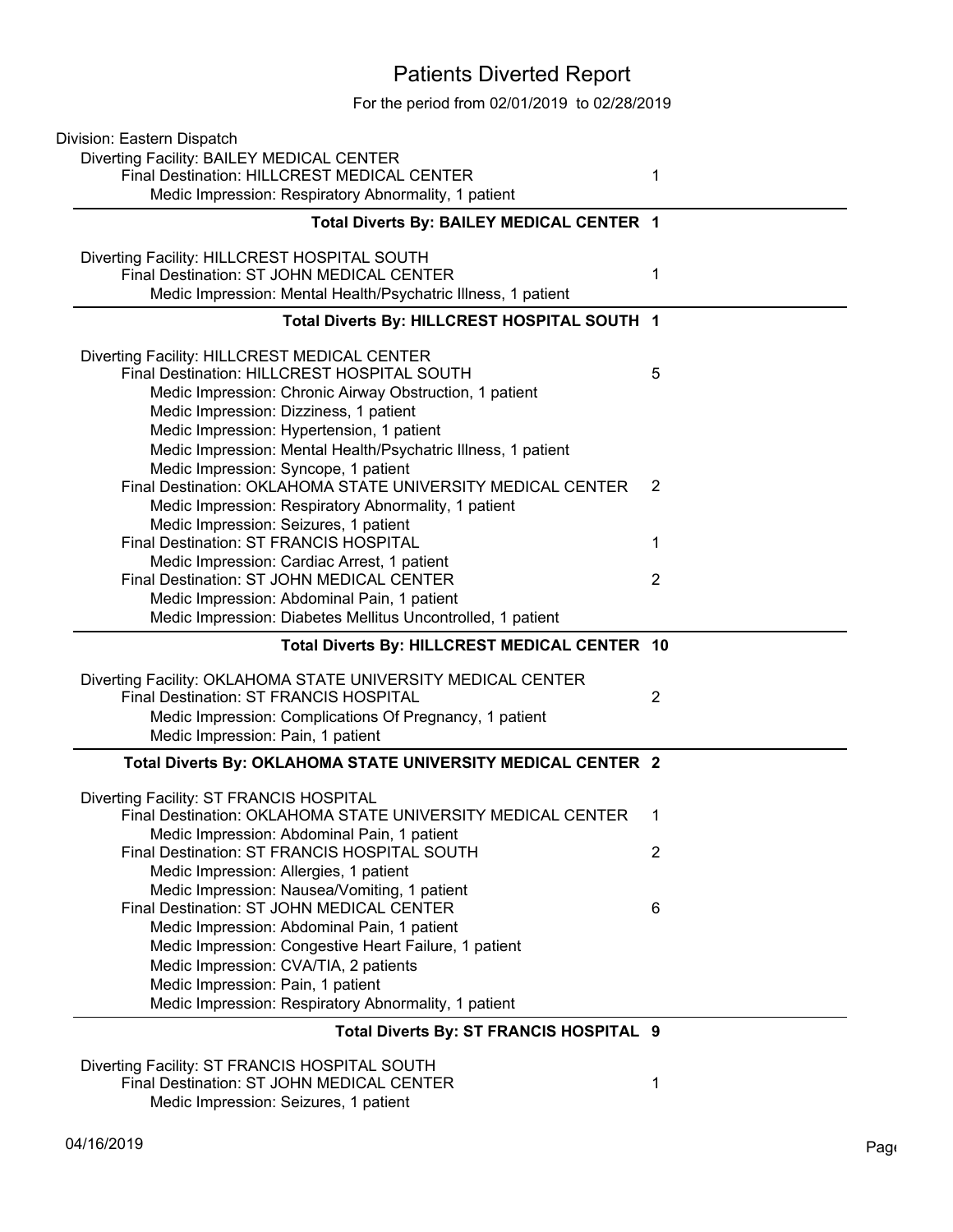# Patients Diverted Report

For the period from 02/01/2019 to 02/28/2019

Division: Eastern Dispatch

Diverting Facility: BAILEY MEDICAL CENTER

| | |
|---|---|
| Final Destination: HILLCREST MEDICAL CENTER | 1 |
| Medic Impression: Respiratory Abnormality, 1 patient | |
| **Total Diverts By: BAILEY MEDICAL CENTER** | **1** |

Diverting Facility: HILLCREST HOSPITAL SOUTH

| | |
|---|---|
| Final Destination: ST JOHN MEDICAL CENTER | 1 |
| Medic Impression: Mental Health/Psychatric Illness, 1 patient | |
| **Total Diverts By: HILLCREST HOSPITAL SOUTH** | **1** |

Diverting Facility: HILLCREST MEDICAL CENTER

| | |
|---|---|
| Final Destination: HILLCREST HOSPITAL SOUTH | 5 |
| Medic Impression: Chronic Airway Obstruction, 1 patient | |
| Medic Impression: Dizziness, 1 patient | |
| Medic Impression: Hypertension, 1 patient | |
| Medic Impression: Mental Health/Psychatric Illness, 1 patient | |
| Medic Impression: Syncope, 1 patient | |
| Final Destination: OKLAHOMA STATE UNIVERSITY MEDICAL CENTER | 2 |
| Medic Impression: Respiratory Abnormality, 1 patient | |
| Medic Impression: Seizures, 1 patient | |
| Final Destination: ST FRANCIS HOSPITAL | 1 |
| Medic Impression: Cardiac Arrest, 1 patient | |
| Final Destination: ST JOHN MEDICAL CENTER | 2 |
| Medic Impression: Abdominal Pain, 1 patient | |
| Medic Impression: Diabetes Mellitus Uncontrolled, 1 patient | |
| **Total Diverts By: HILLCREST MEDICAL CENTER** | **10** |

Diverting Facility: OKLAHOMA STATE UNIVERSITY MEDICAL CENTER

| | |
|---|---|
| Final Destination: ST FRANCIS HOSPITAL | 2 |
| Medic Impression: Complications Of Pregnancy, 1 patient | |
| Medic Impression: Pain, 1 patient | |
| **Total Diverts By: OKLAHOMA STATE UNIVERSITY MEDICAL CENTER** | **2** |

Diverting Facility: ST FRANCIS HOSPITAL

| | |
|---|---|
| Final Destination: OKLAHOMA STATE UNIVERSITY MEDICAL CENTER | 1 |
| Medic Impression: Abdominal Pain, 1 patient | |
| Final Destination: ST FRANCIS HOSPITAL SOUTH | 2 |
| Medic Impression: Allergies, 1 patient | |
| Medic Impression: Nausea/Vomiting, 1 patient | |
| Final Destination: ST JOHN MEDICAL CENTER | 6 |
| Medic Impression: Abdominal Pain, 1 patient | |
| Medic Impression: Congestive Heart Failure, 1 patient | |
| Medic Impression: CVA/TIA, 2 patients | |
| Medic Impression: Pain, 1 patient | |
| Medic Impression: Respiratory Abnormality, 1 patient | |
| **Total Diverts By: ST FRANCIS HOSPITAL** | **9** |

Diverting Facility: ST FRANCIS HOSPITAL SOUTH

| | |
|---|---|
| Final Destination: ST JOHN MEDICAL CENTER | 1 |
| Medic Impression: Seizures, 1 patient | |

04/16/2019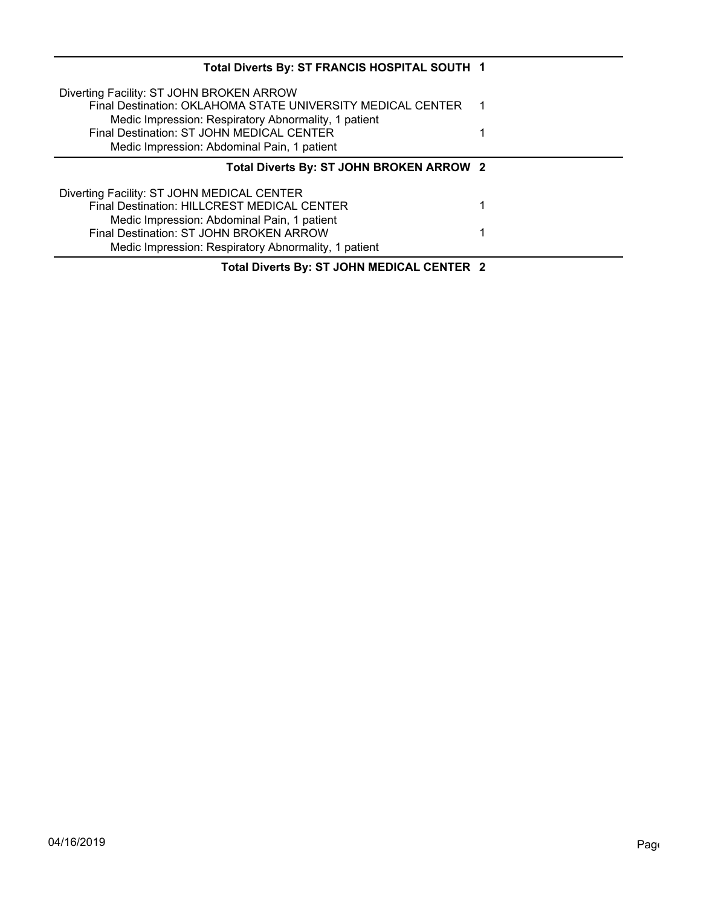**Total Diverts By: ST FRANCIS HOSPITAL SOUTH 1**

---

Diverting Facility: ST JOHN BROKEN ARROW

| | |
|---|---|
| Final Destination: OKLAHOMA STATE UNIVERSITY MEDICAL CENTER | 1 |
| Medic Impression: Respiratory Abnormality, 1 patient | |
| Final Destination: ST JOHN MEDICAL CENTER | 1 |
| Medic Impression: Abdominal Pain, 1 patient | |

**Total Diverts By: ST JOHN BROKEN ARROW 2**

---

Diverting Facility: ST JOHN MEDICAL CENTER

| | |
|---|---|
| Final Destination: HILLCREST MEDICAL CENTER | 1 |
| Medic Impression: Abdominal Pain, 1 patient | |
| Final Destination: ST JOHN BROKEN ARROW | 1 |
| Medic Impression: Respiratory Abnormality, 1 patient | |

**Total Diverts By: ST JOHN MEDICAL CENTER 2**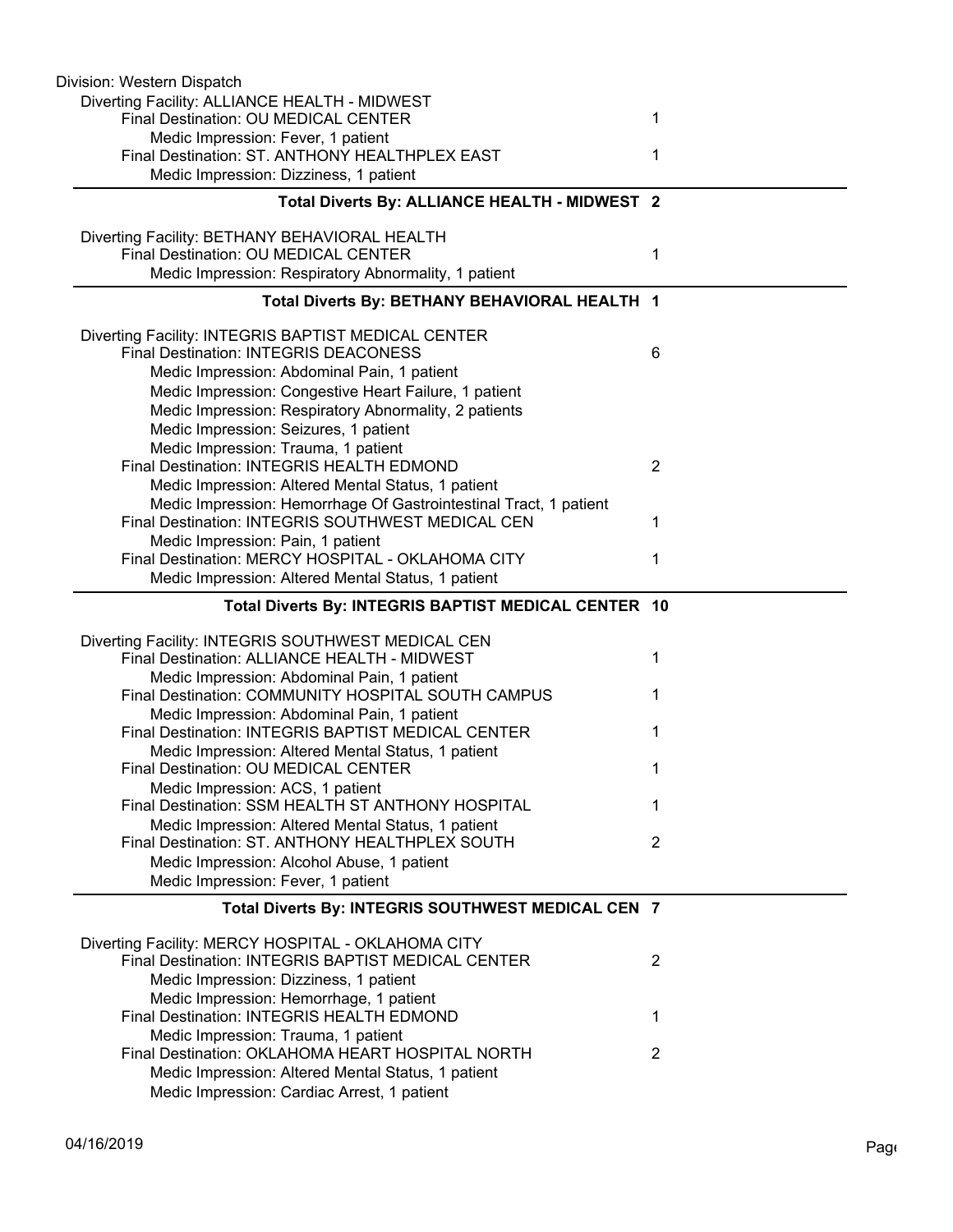Division: Western Dispatch

Diverting Facility: ALLIANCE HEALTH - MIDWEST

| | |
|---|---|
| Final Destination: OU MEDICAL CENTER | 1 |
| Medic Impression: Fever, 1 patient | |
| Final Destination: ST. ANTHONY HEALTHPLEX EAST | 1 |
| Medic Impression: Dizziness, 1 patient | |
| **Total Diverts By: ALLIANCE HEALTH - MIDWEST** | **2** |

Diverting Facility: BETHANY BEHAVIORAL HEALTH

| | |
|---|---|
| Final Destination: OU MEDICAL CENTER | 1 |
| Medic Impression: Respiratory Abnormality, 1 patient | |
| **Total Diverts By: BETHANY BEHAVIORAL HEALTH** | **1** |

Diverting Facility: INTEGRIS BAPTIST MEDICAL CENTER

| | |
|---|---|
| Final Destination: INTEGRIS DEACONESS | 6 |
| Medic Impression: Abdominal Pain, 1 patient | |
| Medic Impression: Congestive Heart Failure, 1 patient | |
| Medic Impression: Respiratory Abnormality, 2 patients | |
| Medic Impression: Seizures, 1 patient | |
| Medic Impression: Trauma, 1 patient | |
| Final Destination: INTEGRIS HEALTH EDMOND | 2 |
| Medic Impression: Altered Mental Status, 1 patient | |
| Medic Impression: Hemorrhage Of Gastrointestinal Tract, 1 patient | |
| Final Destination: INTEGRIS SOUTHWEST MEDICAL CEN | 1 |
| Medic Impression: Pain, 1 patient | |
| Final Destination: MERCY HOSPITAL - OKLAHOMA CITY | 1 |
| Medic Impression: Altered Mental Status, 1 patient | |
| **Total Diverts By: INTEGRIS BAPTIST MEDICAL CENTER** | **10** |

Diverting Facility: INTEGRIS SOUTHWEST MEDICAL CEN

| | |
|---|---|
| Final Destination: ALLIANCE HEALTH - MIDWEST | 1 |
| Medic Impression: Abdominal Pain, 1 patient | |
| Final Destination: COMMUNITY HOSPITAL SOUTH CAMPUS | 1 |
| Medic Impression: Abdominal Pain, 1 patient | |
| Final Destination: INTEGRIS BAPTIST MEDICAL CENTER | 1 |
| Medic Impression: Altered Mental Status, 1 patient | |
| Final Destination: OU MEDICAL CENTER | 1 |
| Medic Impression: ACS, 1 patient | |
| Final Destination: SSM HEALTH ST ANTHONY HOSPITAL | 1 |
| Medic Impression: Altered Mental Status, 1 patient | |
| Final Destination: ST. ANTHONY HEALTHPLEX SOUTH | 2 |
| Medic Impression: Alcohol Abuse, 1 patient | |
| Medic Impression: Fever, 1 patient | |
| **Total Diverts By: INTEGRIS SOUTHWEST MEDICAL CEN** | **7** |

Diverting Facility: MERCY HOSPITAL - OKLAHOMA CITY

| | |
|---|---|
| Final Destination: INTEGRIS BAPTIST MEDICAL CENTER | 2 |
| Medic Impression: Dizziness, 1 patient | |
| Medic Impression: Hemorrhage, 1 patient | |
| Final Destination: INTEGRIS HEALTH EDMOND | 1 |
| Medic Impression: Trauma, 1 patient | |
| Final Destination: OKLAHOMA HEART HOSPITAL NORTH | 2 |
| Medic Impression: Altered Mental Status, 1 patient | |
| Medic Impression: Cardiac Arrest, 1 patient | |

04/16/2019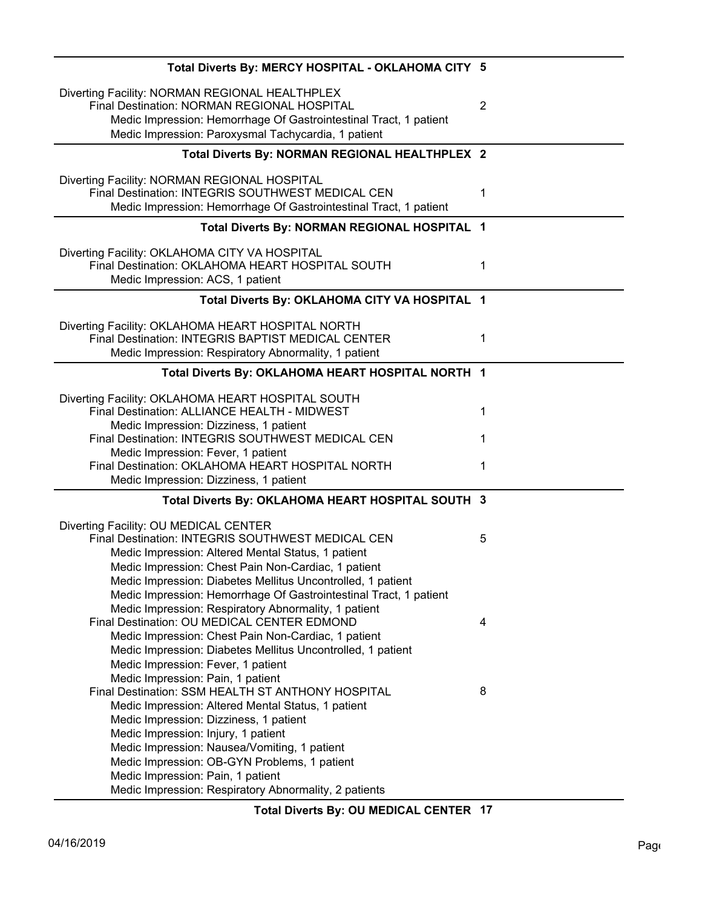**Total Diverts By: MERCY HOSPITAL - OKLAHOMA CITY 5**

Diverting Facility: NORMAN REGIONAL HEALTHPLEX
Final Destination: NORMAN REGIONAL HOSPITAL 2
Medic Impression: Hemorrhage Of Gastrointestinal Tract, 1 patient
Medic Impression: Paroxysmal Tachycardia, 1 patient

**Total Diverts By: NORMAN REGIONAL HEALTHPLEX 2**

Diverting Facility: NORMAN REGIONAL HOSPITAL
Final Destination: INTEGRIS SOUTHWEST MEDICAL CEN 1
Medic Impression: Hemorrhage Of Gastrointestinal Tract, 1 patient

**Total Diverts By: NORMAN REGIONAL HOSPITAL 1**

Diverting Facility: OKLAHOMA CITY VA HOSPITAL
Final Destination: OKLAHOMA HEART HOSPITAL SOUTH 1
Medic Impression: ACS, 1 patient

**Total Diverts By: OKLAHOMA CITY VA HOSPITAL 1**

Diverting Facility: OKLAHOMA HEART HOSPITAL NORTH
Final Destination: INTEGRIS BAPTIST MEDICAL CENTER 1
Medic Impression: Respiratory Abnormality, 1 patient

**Total Diverts By: OKLAHOMA HEART HOSPITAL NORTH 1**

Diverting Facility: OKLAHOMA HEART HOSPITAL SOUTH
Final Destination: ALLIANCE HEALTH - MIDWEST 1
Medic Impression: Dizziness, 1 patient
Final Destination: INTEGRIS SOUTHWEST MEDICAL CEN 1
Medic Impression: Fever, 1 patient
Final Destination: OKLAHOMA HEART HOSPITAL NORTH 1
Medic Impression: Dizziness, 1 patient

**Total Diverts By: OKLAHOMA HEART HOSPITAL SOUTH 3**

Diverting Facility: OU MEDICAL CENTER
Final Destination: INTEGRIS SOUTHWEST MEDICAL CEN 5
Medic Impression: Altered Mental Status, 1 patient
Medic Impression: Chest Pain Non-Cardiac, 1 patient
Medic Impression: Diabetes Mellitus Uncontrolled, 1 patient
Medic Impression: Hemorrhage Of Gastrointestinal Tract, 1 patient
Medic Impression: Respiratory Abnormality, 1 patient
Final Destination: OU MEDICAL CENTER EDMOND 4
Medic Impression: Chest Pain Non-Cardiac, 1 patient
Medic Impression: Diabetes Mellitus Uncontrolled, 1 patient
Medic Impression: Fever, 1 patient
Medic Impression: Pain, 1 patient
Final Destination: SSM HEALTH ST ANTHONY HOSPITAL 8
Medic Impression: Altered Mental Status, 1 patient
Medic Impression: Dizziness, 1 patient
Medic Impression: Injury, 1 patient
Medic Impression: Nausea/Vomiting, 1 patient
Medic Impression: OB-GYN Problems, 1 patient
Medic Impression: Pain, 1 patient
Medic Impression: Respiratory Abnormality, 2 patients

**Total Diverts By: OU MEDICAL CENTER 17**

04/16/2019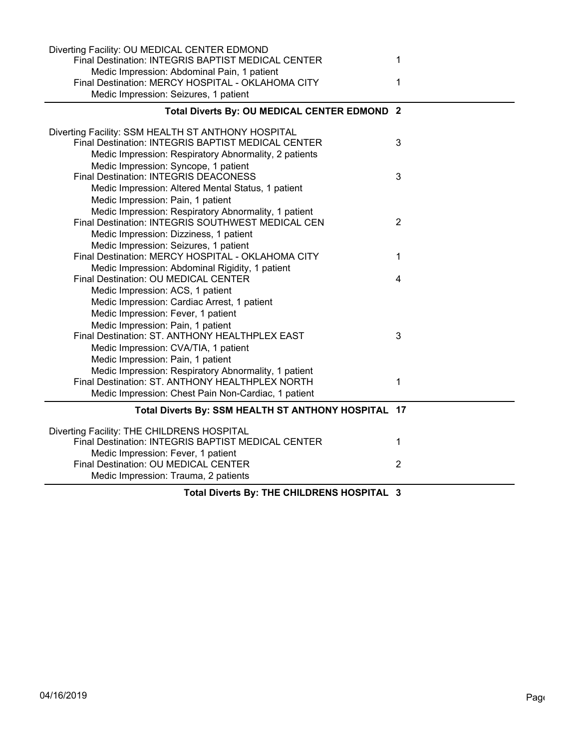Diverting Facility: OU MEDICAL CENTER EDMOND

| | |
|---|---|
| Final Destination: INTEGRIS BAPTIST MEDICAL CENTER | 1 |
| Medic Impression: Abdominal Pain, 1 patient | |
| Final Destination: MERCY HOSPITAL - OKLAHOMA CITY | 1 |
| Medic Impression: Seizures, 1 patient | |

**Total Diverts By: OU MEDICAL CENTER EDMOND 2**

Diverting Facility: SSM HEALTH ST ANTHONY HOSPITAL

| | |
|---|---|
| Final Destination: INTEGRIS BAPTIST MEDICAL CENTER | 3 |
| Medic Impression: Respiratory Abnormality, 2 patients | |
| Medic Impression: Syncope, 1 patient | |
| Final Destination: INTEGRIS DEACONESS | 3 |
| Medic Impression: Altered Mental Status, 1 patient | |
| Medic Impression: Pain, 1 patient | |
| Medic Impression: Respiratory Abnormality, 1 patient | |
| Final Destination: INTEGRIS SOUTHWEST MEDICAL CEN | 2 |
| Medic Impression: Dizziness, 1 patient | |
| Medic Impression: Seizures, 1 patient | |
| Final Destination: MERCY HOSPITAL - OKLAHOMA CITY | 1 |
| Medic Impression: Abdominal Rigidity, 1 patient | |
| Final Destination: OU MEDICAL CENTER | 4 |
| Medic Impression: ACS, 1 patient | |
| Medic Impression: Cardiac Arrest, 1 patient | |
| Medic Impression: Fever, 1 patient | |
| Medic Impression: Pain, 1 patient | |
| Final Destination: ST. ANTHONY HEALTHPLEX EAST | 3 |
| Medic Impression: CVA/TIA, 1 patient | |
| Medic Impression: Pain, 1 patient | |
| Medic Impression: Respiratory Abnormality, 1 patient | |
| Final Destination: ST. ANTHONY HEALTHPLEX NORTH | 1 |
| Medic Impression: Chest Pain Non-Cardiac, 1 patient | |

**Total Diverts By: SSM HEALTH ST ANTHONY HOSPITAL 17**

Diverting Facility: THE CHILDRENS HOSPITAL

| | |
|---|---|
| Final Destination: INTEGRIS BAPTIST MEDICAL CENTER | 1 |
| Medic Impression: Fever, 1 patient | |
| Final Destination: OU MEDICAL CENTER | 2 |
| Medic Impression: Trauma, 2 patients | |

**Total Diverts By: THE CHILDRENS HOSPITAL 3**

04/16/2019